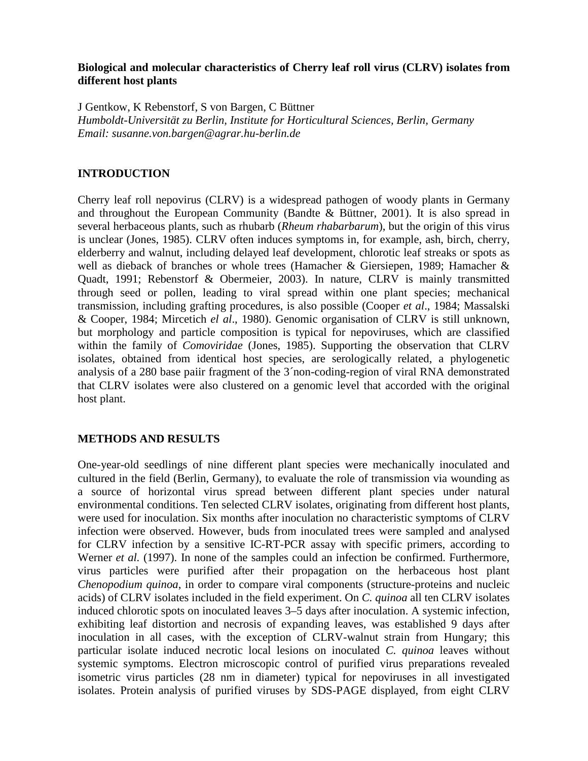**Biological and molecular characteristics of Cherry leaf roll virus (CLRV) isolates from different host plants**

J Gentkow, K Rebenstorf, S von Bargen, C Büttner
*Humboldt-Universität zu Berlin, Institute for Horticultural Sciences, Berlin, Germany*
*Email: susanne.von.bargen@agrar.hu-berlin.de*

## INTRODUCTION

Cherry leaf roll nepovirus (CLRV) is a widespread pathogen of woody plants in Germany and throughout the European Community (Bandte & Büttner, 2001). It is also spread in several herbaceous plants, such as rhubarb (*Rheum rhabarbarum*), but the origin of this virus is unclear (Jones, 1985). CLRV often induces symptoms in, for example, ash, birch, cherry, elderberry and walnut, including delayed leaf development, chlorotic leaf streaks or spots as well as dieback of branches or whole trees (Hamacher & Giersiepen, 1989; Hamacher & Quadt, 1991; Rebenstorf & Obermeier, 2003). In nature, CLRV is mainly transmitted through seed or pollen, leading to viral spread within one plant species; mechanical transmission, including grafting procedures, is also possible (Cooper *et al*., 1984; Massalski & Cooper, 1984; Mircetich *el al*., 1980). Genomic organisation of CLRV is still unknown, but morphology and particle composition is typical for nepoviruses, which are classified within the family of *Comoviridae* (Jones, 1985). Supporting the observation that CLRV isolates, obtained from identical host species, are serologically related, a phylogenetic analysis of a 280 base paiir fragment of the 3´non-coding-region of viral RNA demonstrated that CLRV isolates were also clustered on a genomic level that accorded with the original host plant.

## METHODS AND RESULTS

One-year-old seedlings of nine different plant species were mechanically inoculated and cultured in the field (Berlin, Germany), to evaluate the role of transmission via wounding as a source of horizontal virus spread between different plant species under natural environmental conditions. Ten selected CLRV isolates, originating from different host plants, were used for inoculation. Six months after inoculation no characteristic symptoms of CLRV infection were observed. However, buds from inoculated trees were sampled and analysed for CLRV infection by a sensitive IC-RT-PCR assay with specific primers, according to Werner *et al.* (1997). In none of the samples could an infection be confirmed. Furthermore, virus particles were purified after their propagation on the herbaceous host plant *Chenopodium quinoa*, in order to compare viral components (structure-proteins and nucleic acids) of CLRV isolates included in the field experiment. On *C. quinoa* all ten CLRV isolates induced chlorotic spots on inoculated leaves 3–5 days after inoculation. A systemic infection, exhibiting leaf distortion and necrosis of expanding leaves, was established 9 days after inoculation in all cases, with the exception of CLRV-walnut strain from Hungary; this particular isolate induced necrotic local lesions on inoculated *C. quinoa* leaves without systemic symptoms. Electron microscopic control of purified virus preparations revealed isometric virus particles (28 nm in diameter) typical for nepoviruses in all investigated isolates. Protein analysis of purified viruses by SDS-PAGE displayed, from eight CLRV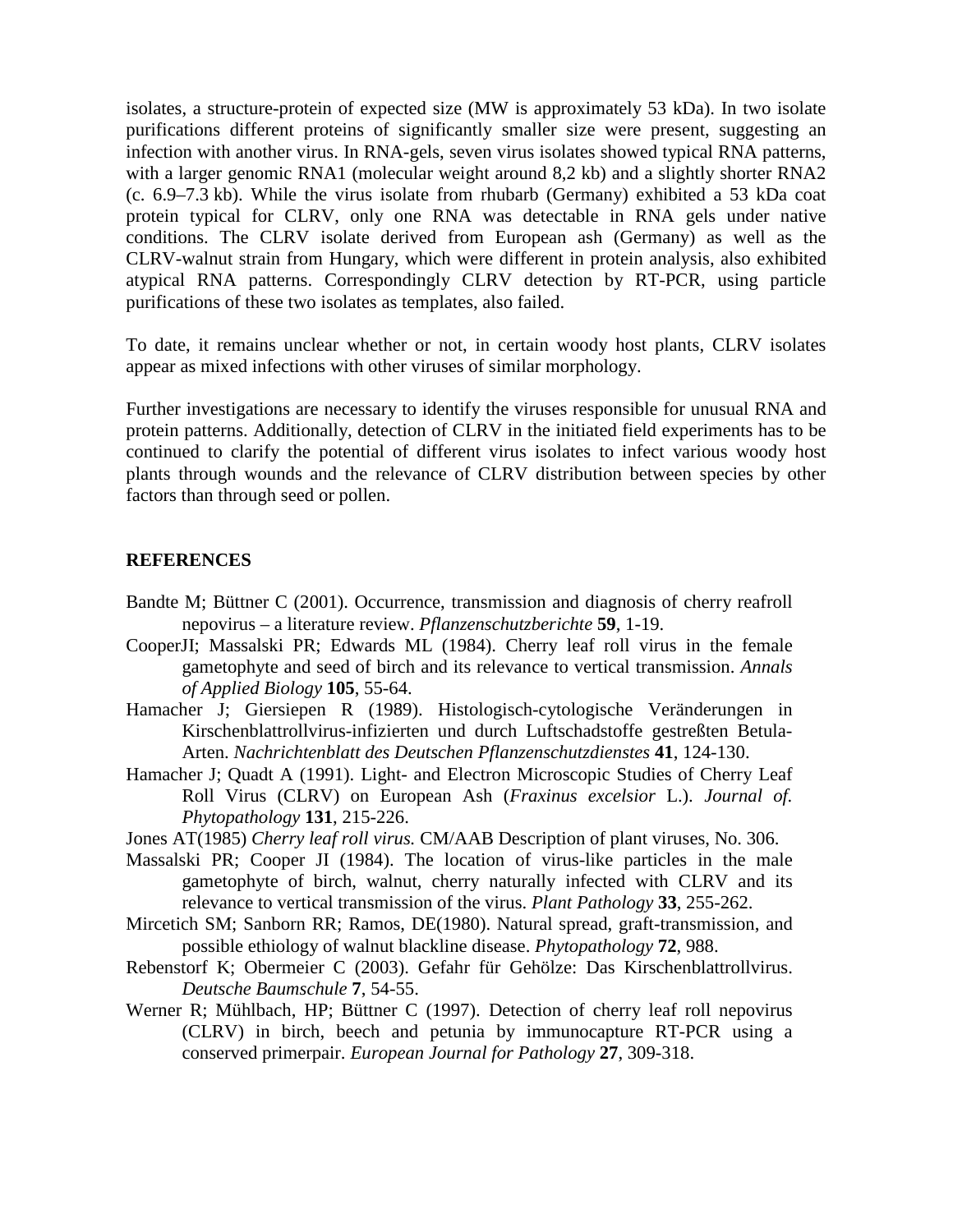isolates, a structure-protein of expected size (MW is approximately 53 kDa). In two isolate purifications different proteins of significantly smaller size were present, suggesting an infection with another virus. In RNA-gels, seven virus isolates showed typical RNA patterns, with a larger genomic RNA1 (molecular weight around 8,2 kb) and a slightly shorter RNA2 (c. 6.9–7.3 kb). While the virus isolate from rhubarb (Germany) exhibited a 53 kDa coat protein typical for CLRV, only one RNA was detectable in RNA gels under native conditions. The CLRV isolate derived from European ash (Germany) as well as the CLRV-walnut strain from Hungary, which were different in protein analysis, also exhibited atypical RNA patterns. Correspondingly CLRV detection by RT-PCR, using particle purifications of these two isolates as templates, also failed.

To date, it remains unclear whether or not, in certain woody host plants, CLRV isolates appear as mixed infections with other viruses of similar morphology.

Further investigations are necessary to identify the viruses responsible for unusual RNA and protein patterns. Additionally, detection of CLRV in the initiated field experiments has to be continued to clarify the potential of different virus isolates to infect various woody host plants through wounds and the relevance of CLRV distribution between species by other factors than through seed or pollen.

## REFERENCES

Bandte M; Büttner C (2001). Occurrence, transmission and diagnosis of cherry reafroll nepovirus – a literature review. *Pflanzenschutzberichte* **59**, 1-19.

CooperJI; Massalski PR; Edwards ML (1984). Cherry leaf roll virus in the female gametophyte and seed of birch and its relevance to vertical transmission. *Annals of Applied Biology* **105**, 55-64.

Hamacher J; Giersiepen R (1989). Histologisch-cytologische Veränderungen in Kirschenblattrollvirus-infizierten und durch Luftschadstoffe gestreßten Betula-Arten. *Nachrichtenblatt des Deutschen Pflanzenschutzdienstes* **41**, 124-130.

Hamacher J; Quadt A (1991). Light- and Electron Microscopic Studies of Cherry Leaf Roll Virus (CLRV) on European Ash (*Fraxinus excelsior* L.). *Journal of. Phytopathology* **131**, 215-226.

Jones AT(1985) *Cherry leaf roll virus.* CM/AAB Description of plant viruses, No. 306.

Massalski PR; Cooper JI (1984). The location of virus-like particles in the male gametophyte of birch, walnut, cherry naturally infected with CLRV and its relevance to vertical transmission of the virus. *Plant Pathology* **33**, 255-262.

Mircetich SM; Sanborn RR; Ramos, DE(1980). Natural spread, graft-transmission, and possible ethiology of walnut blackline disease. *Phytopathology* **72**, 988.

Rebenstorf K; Obermeier C (2003). Gefahr für Gehölze: Das Kirschenblattrollvirus. *Deutsche Baumschule* **7**, 54-55.

Werner R; Mühlbach, HP; Büttner C (1997). Detection of cherry leaf roll nepovirus (CLRV) in birch, beech and petunia by immunocapture RT-PCR using a conserved primerpair. *European Journal for Pathology* **27**, 309-318.